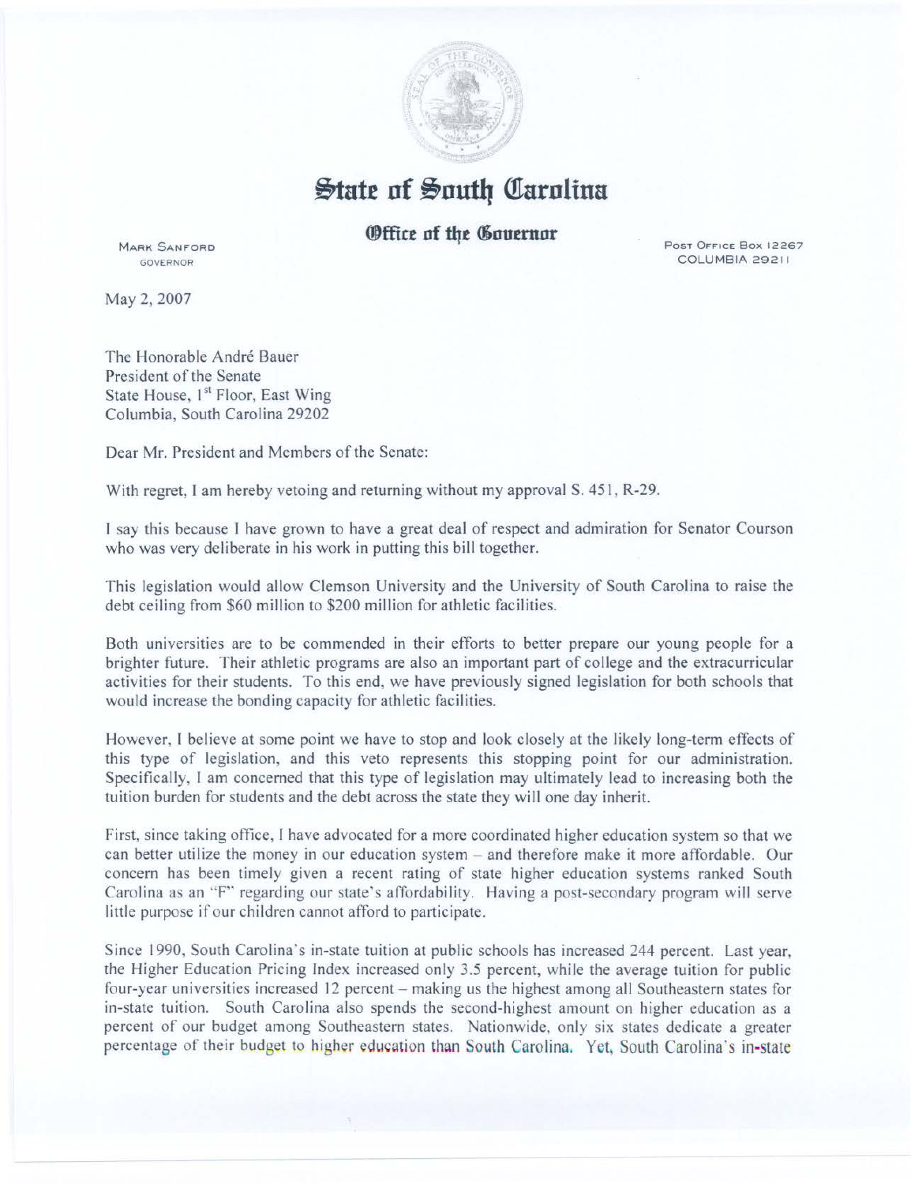# State of South Carolina

## Office of the Governor

MARK SANFORD
GOVERNOR

POST OFFICE BOX 12267
COLUMBIA 29211

May 2, 2007

The Honorable André Bauer
President of the Senate
State House, 1st Floor, East Wing
Columbia, South Carolina 29202

Dear Mr. President and Members of the Senate:

With regret, I am hereby vetoing and returning without my approval S. 451, R-29.

I say this because I have grown to have a great deal of respect and admiration for Senator Courson who was very deliberate in his work in putting this bill together.

This legislation would allow Clemson University and the University of South Carolina to raise the debt ceiling from $60 million to $200 million for athletic facilities.

Both universities are to be commended in their efforts to better prepare our young people for a brighter future. Their athletic programs are also an important part of college and the extracurricular activities for their students. To this end, we have previously signed legislation for both schools that would increase the bonding capacity for athletic facilities.

However, I believe at some point we have to stop and look closely at the likely long-term effects of this type of legislation, and this veto represents this stopping point for our administration. Specifically, I am concerned that this type of legislation may ultimately lead to increasing both the tuition burden for students and the debt across the state they will one day inherit.

First, since taking office, I have advocated for a more coordinated higher education system so that we can better utilize the money in our education system – and therefore make it more affordable. Our concern has been timely given a recent rating of state higher education systems ranked South Carolina as an "F" regarding our state's affordability. Having a post-secondary program will serve little purpose if our children cannot afford to participate.

Since 1990, South Carolina's in-state tuition at public schools has increased 244 percent. Last year, the Higher Education Pricing Index increased only 3.5 percent, while the average tuition for public four-year universities increased 12 percent – making us the highest among all Southeastern states for in-state tuition. South Carolina also spends the second-highest amount on higher education as a percent of our budget among Southeastern states. Nationwide, only six states dedicate a greater percentage of their budget to higher education than South Carolina. Yet, South Carolina's in-state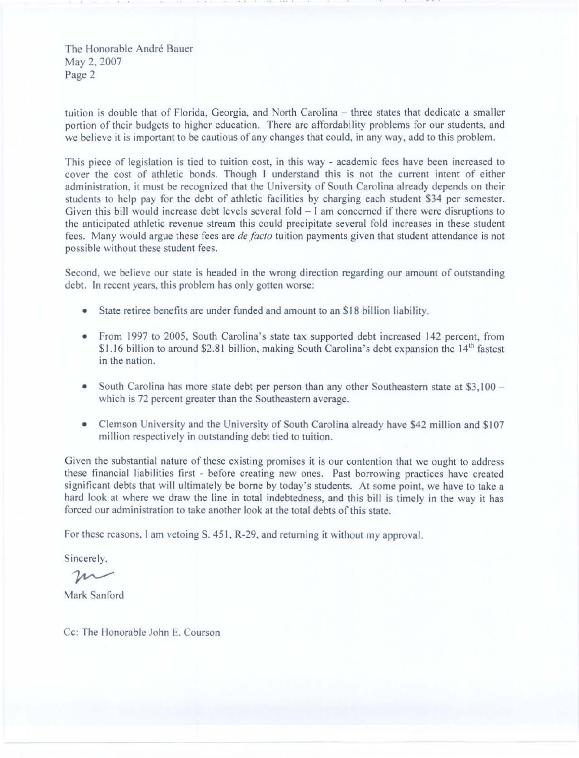tuition is double that of Florida, Georgia, and North Carolina – three states that dedicate a smaller portion of their budgets to higher education. There are affordability problems for our students, and we believe it is important to be cautious of any changes that could, in any way, add to this problem.

This piece of legislation is tied to tuition cost, in this way - academic fees have been increased to cover the cost of athletic bonds. Though I understand this is not the current intent of either administration, it must be recognized that the University of South Carolina already depends on their students to help pay for the debt of athletic facilities by charging each student $34 per semester. Given this bill would increase debt levels several fold – I am concerned if there were disruptions to the anticipated athletic revenue stream this could precipitate several fold increases in these student fees. Many would argue these fees are *de facto* tuition payments given that student attendance is not possible without these student fees.

Second, we believe our state is headed in the wrong direction regarding our amount of outstanding debt. In recent years, this problem has only gotten worse:

- State retiree benefits are under funded and amount to an $18 billion liability.
- From 1997 to 2005, South Carolina's state tax supported debt increased 142 percent, from $1.16 billion to around $2.81 billion, making South Carolina's debt expansion the 14th fastest in the nation.
- South Carolina has more state debt per person than any other Southeastern state at $3,100 – which is 72 percent greater than the Southeastern average.
- Clemson University and the University of South Carolina already have $42 million and $107 million respectively in outstanding debt tied to tuition.

Given the substantial nature of these existing promises it is our contention that we ought to address these financial liabilities first - before creating new ones. Past borrowing practices have created significant debts that will ultimately be borne by today's students. At some point, we have to take a hard look at where we draw the line in total indebtedness, and this bill is timely in the way it has forced our administration to take another look at the total debts of this state.

For these reasons, I am vetoing S. 451, R-29, and returning it without my approval.

Sincerely,

Mark Sanford

Cc: The Honorable John E. Courson